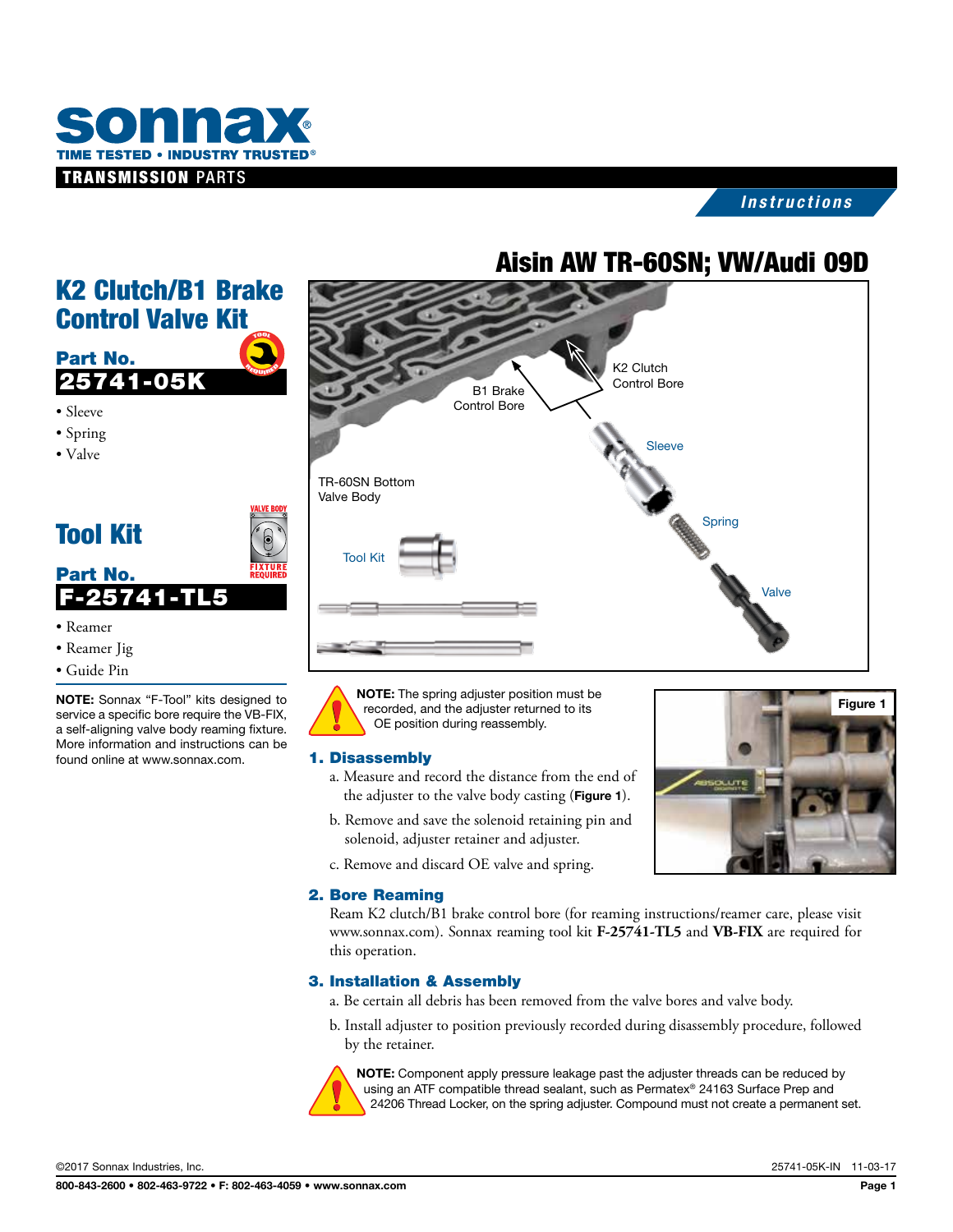# Aisin AW TR-60SN; VW/Audi 09D

## K2 Clutch/B1 Brake Control Valve Kit

**Part No.**
**25741-05K**

- Sleeve
- Spring
- Valve

## Tool Kit

**Part No.**
**F-25741-TL5**

- Reamer
- Reamer Jig
- Guide Pin

**NOTE:** Sonnax "F-Tool" kits designed to service a specific bore require the VB-FIX, a self-aligning valve body reaming fixture. More information and instructions can be found online at www.sonnax.com.

**NOTE:** The spring adjuster position must be recorded, and the adjuster returned to its OE position during reassembly.

### 1. Disassembly

a. Measure and record the distance from the end of the adjuster to the valve body casting (**Figure 1**).

b. Remove and save the solenoid retaining pin and solenoid, adjuster retainer and adjuster.

c. Remove and discard OE valve and spring.

### 2. Bore Reaming

Ream K2 clutch/B1 brake control bore (for reaming instructions/reamer care, please visit www.sonnax.com). Sonnax reaming tool kit **F-25741-TL5** and **VB-FIX** are required for this operation.

### 3. Installation & Assembly

a. Be certain all debris has been removed from the valve bores and valve body.

b. Install adjuster to position previously recorded during disassembly procedure, followed by the retainer.

**NOTE:** Component apply pressure leakage past the adjuster threads can be reduced by using an ATF compatible thread sealant, such as Permatex® 24163 Surface Prep and 24206 Thread Locker, on the spring adjuster. Compound must not create a permanent set.

©2017 Sonnax Industries, Inc. 25741-05K-IN 11-03-17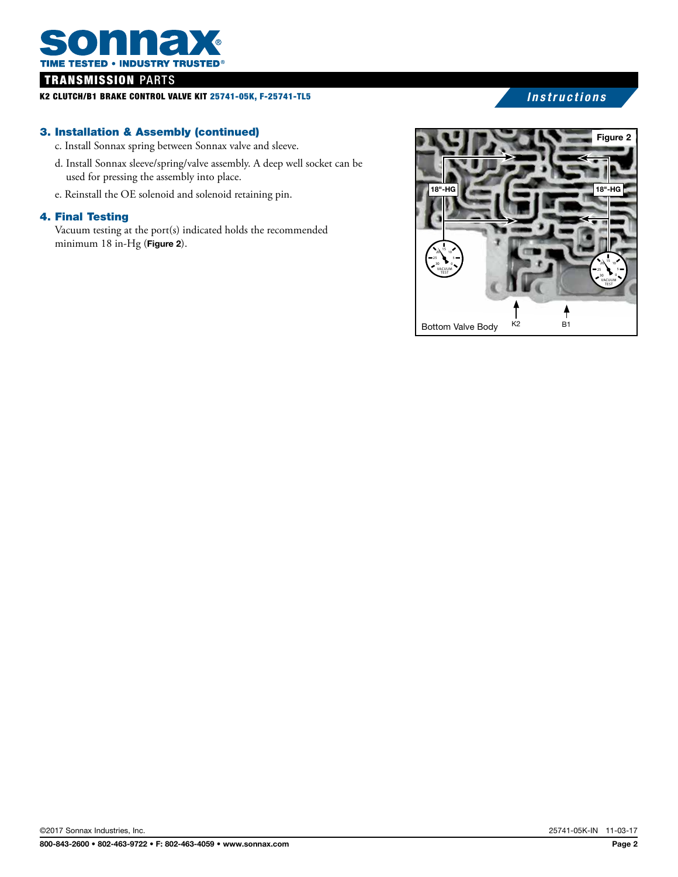K2 CLUTCH/B1 BRAKE CONTROL VALVE KIT 25741-05K, F-25741-TL5

### 3. Installation & Assembly (continued)

c. Install Sonnax spring between Sonnax valve and sleeve.

d. Install Sonnax sleeve/spring/valve assembly. A deep well socket can be used for pressing the assembly into place.

e. Reinstall the OE solenoid and solenoid retaining pin.

### 4. Final Testing

Vacuum testing at the port(s) indicated holds the recommended minimum 18 in-Hg (**Figure 2**).

Figure 2

18"-HG

18"-HG

Bottom Valve Body

K2

B1

©2017 Sonnax Industries, Inc.

25741-05K-IN 11-03-17